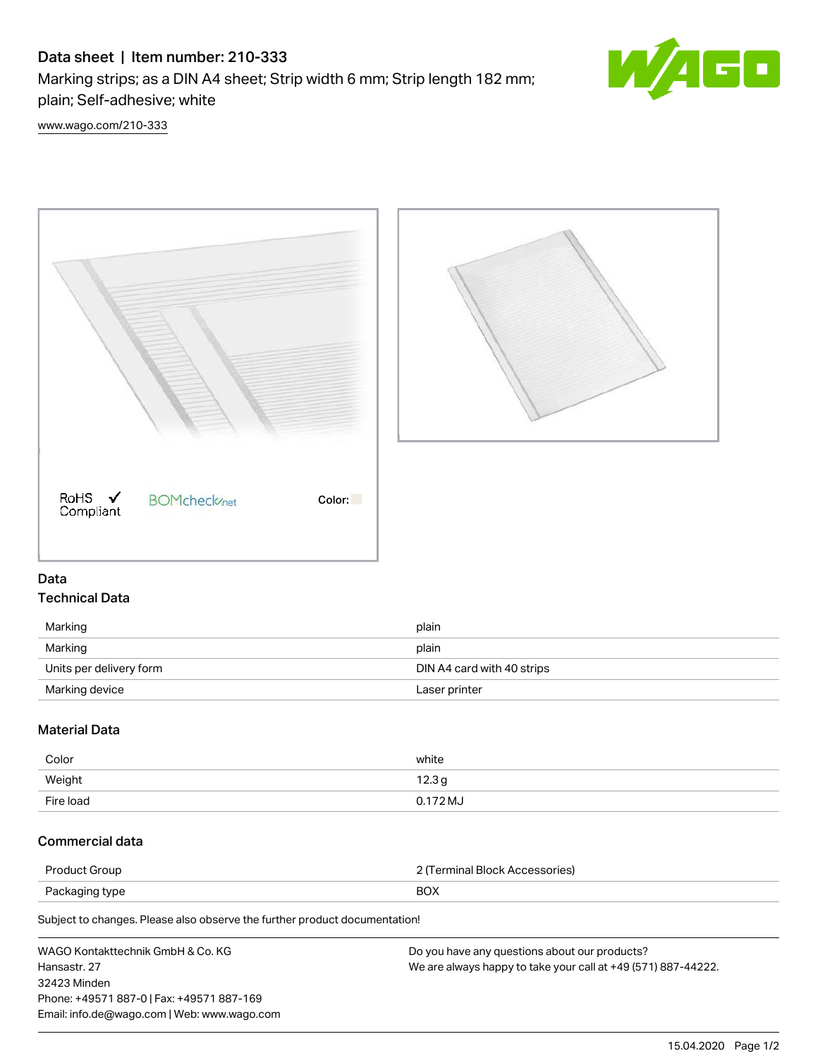# Data sheet | Item number: 210-333

Marking strips; as a DIN A4 sheet; Strip width 6 mm; Strip length 182 mm; plain; Self-adhesive; white

www.wago.com/210-333

RoHS ✓ Compliant

BOMcheck.net

Color:

## Data

### Technical Data

| | |
|---|---|
| Marking | plain |
| Marking | plain |
| Units per delivery form | DIN A4 card with 40 strips |
| Marking device | Laser printer |

### Material Data

| | |
|---|---|
| Color | white |
| Weight | 12.3 g |
| Fire load | 0.172 MJ |

### Commercial data

| | |
|---|---|
| Product Group | 2 (Terminal Block Accessories) |
| Packaging type | BOX |

Subject to changes. Please also observe the further product documentation!

WAGO Kontakttechnik GmbH & Co. KG
Hansastr. 27
32423 Minden
Phone: +49571 887-0 | Fax: +49571 887-169
Email: info.de@wago.com | Web: www.wago.com

Do you have any questions about our products?
We are always happy to take your call at +49 (571) 887-44222.

15.04.2020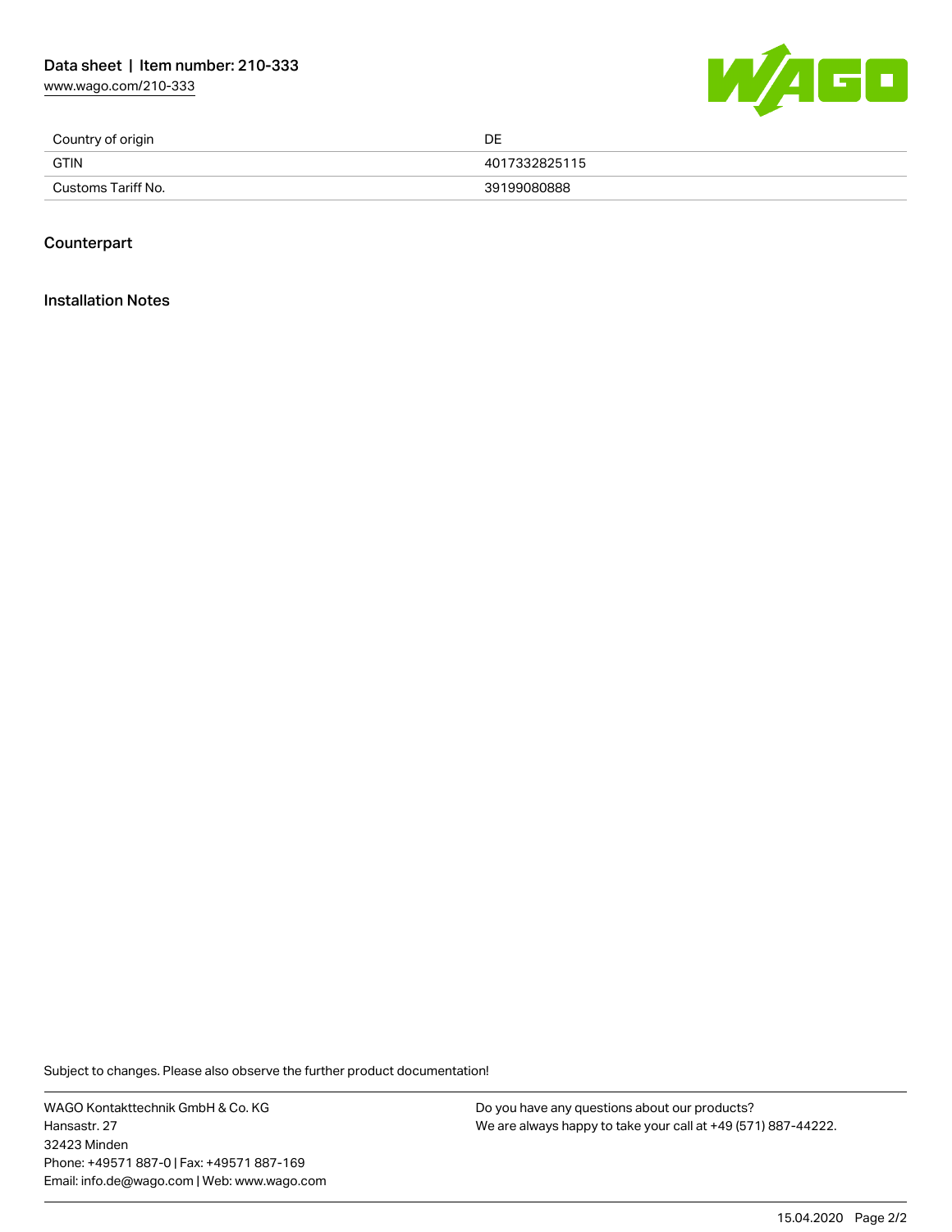| | |
|---|---|
| Country of origin | DE |
| GTIN | 4017332825115 |
| Customs Tariff No. | 39199080888 |

## Counterpart

## Installation Notes

Subject to changes. Please also observe the further product documentation!

WAGO Kontakttechnik GmbH & Co. KG
Hansastr. 27
32423 Minden
Phone: +49571 887-0 | Fax: +49571 887-169
Email: info.de@wago.com | Web: www.wago.com

Do you have any questions about our products?
We are always happy to take your call at +49 (571) 887-44222.